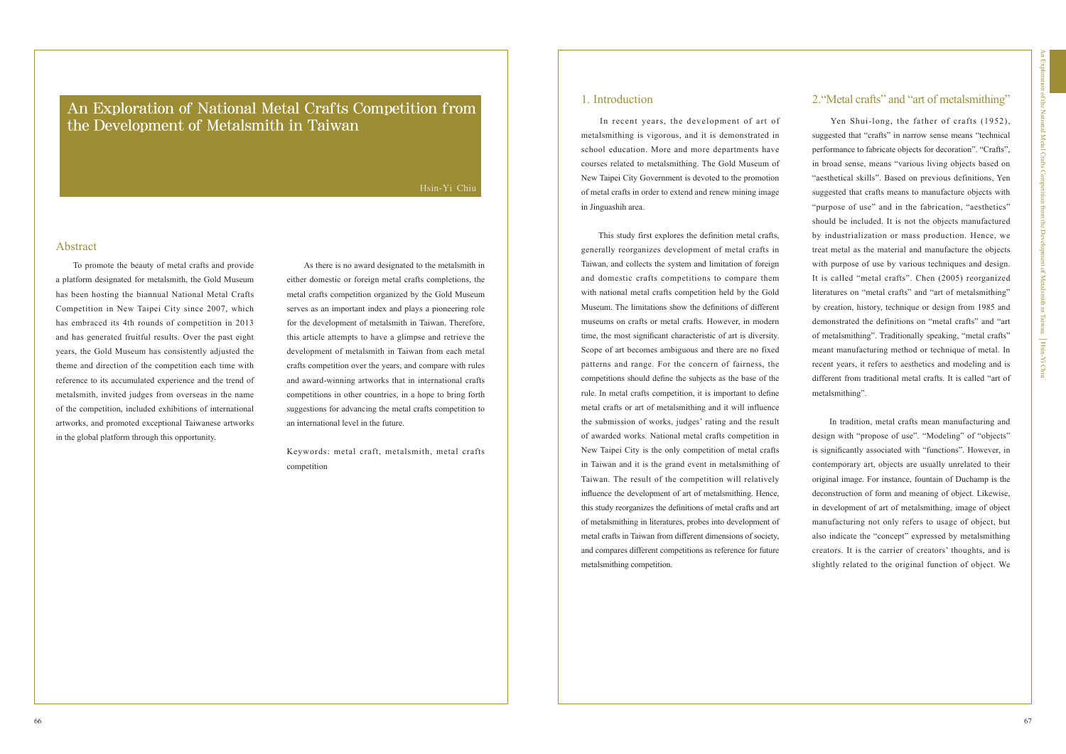# An Exploration of National Metal Crafts Competition from the Development of Metalsmith in Taiwan

Hsin-Yi Chiu

## Abstract

To promote the beauty of metal crafts and provide a platform designated for metalsmith, the Gold Museum has been hosting the biannual National Metal Crafts Competition in New Taipei City since 2007, which has embraced its 4th rounds of competition in 2013 and has generated fruitful results. Over the past eight years, the Gold Museum has consistently adjusted the theme and direction of the competition each time with reference to its accumulated experience and the trend of metalsmith, invited judges from overseas in the name of the competition, included exhibitions of international artworks, and promoted exceptional Taiwanese artworks in the global platform through this opportunity.

As there is no award designated to the metalsmith in either domestic or foreign metal crafts completions, the metal crafts competition organized by the Gold Museum serves as an important index and plays a pioneering role for the development of metalsmith in Taiwan. Therefore, this article attempts to have a glimpse and retrieve the development of metalsmith in Taiwan from each metal crafts competition over the years, and compare with rules and award-winning artworks that in international crafts competitions in other countries, in a hope to bring forth suggestions for advancing the metal crafts competition to an international level in the future.

Keywords: metal craft, metalsmith, metal crafts competition

## 1. Introduction

In recent years, the development of art of metalsmithing is vigorous, and it is demonstrated in school education. More and more departments have courses related to metalsmithing. The Gold Museum of New Taipei City Government is devoted to the promotion of metal crafts in order to extend and renew mining image in Jinguashih area.

This study first explores the definition metal crafts, generally reorganizes development of metal crafts in Taiwan, and collects the system and limitation of foreign and domestic crafts competitions to compare them with national metal crafts competition held by the Gold Museum. The limitations show the definitions of different museums on crafts or metal crafts. However, in modern time, the most significant characteristic of art is diversity. Scope of art becomes ambiguous and there are no fixed patterns and range. For the concern of fairness, the competitions should define the subjects as the base of the rule. In metal crafts competition, it is important to define metal crafts or art of metalsmithing and it will influence the submission of works, judges' rating and the result of awarded works. National metal crafts competition in New Taipei City is the only competition of metal crafts in Taiwan and it is the grand event in metalsmithing of Taiwan. The result of the competition will relatively influence the development of art of metalsmithing. Hence, this study reorganizes the definitions of metal crafts and art of metalsmithing in literatures, probes into development of metal crafts in Taiwan from different dimensions of society, and compares different competitions as reference for future metalsmithing competition.

## 2. "Metal crafts" and "art of metalsmithing"

Yen Shui-long, the father of crafts (1952), suggested that "crafts" in narrow sense means "technical performance to fabricate objects for decoration". "Crafts", in broad sense, means "various living objects based on "aesthetical skills". Based on previous definitions, Yen suggested that crafts means to manufacture objects with "purpose of use" and in the fabrication, "aesthetics" should be included. It is not the objects manufactured by industrialization or mass production. Hence, we treat metal as the material and manufacture the objects with purpose of use by various techniques and design. It is called "metal crafts". Chen (2005) reorganized literatures on "metal crafts" and "art of metalsmithing" by creation, history, technique or design from 1985 and demonstrated the definitions on "metal crafts" and "art of metalsmithing". Traditionally speaking, "metal crafts" meant manufacturing method or technique of metal. In recent years, it refers to aesthetics and modeling and is different from traditional metal crafts. It is called "art of metalsmithing".

In tradition, metal crafts mean manufacturing and design with "propose of use". "Modeling" of "objects" is significantly associated with "functions". However, in contemporary art, objects are usually unrelated to their original image. For instance, fountain of Duchamp is the deconstruction of form and meaning of object. Likewise, in development of art of metalsmithing, image of object manufacturing not only refers to usage of object, but also indicate the "concept" expressed by metalsmithing creators. It is the carrier of creators' thoughts, and is slightly related to the original function of object. We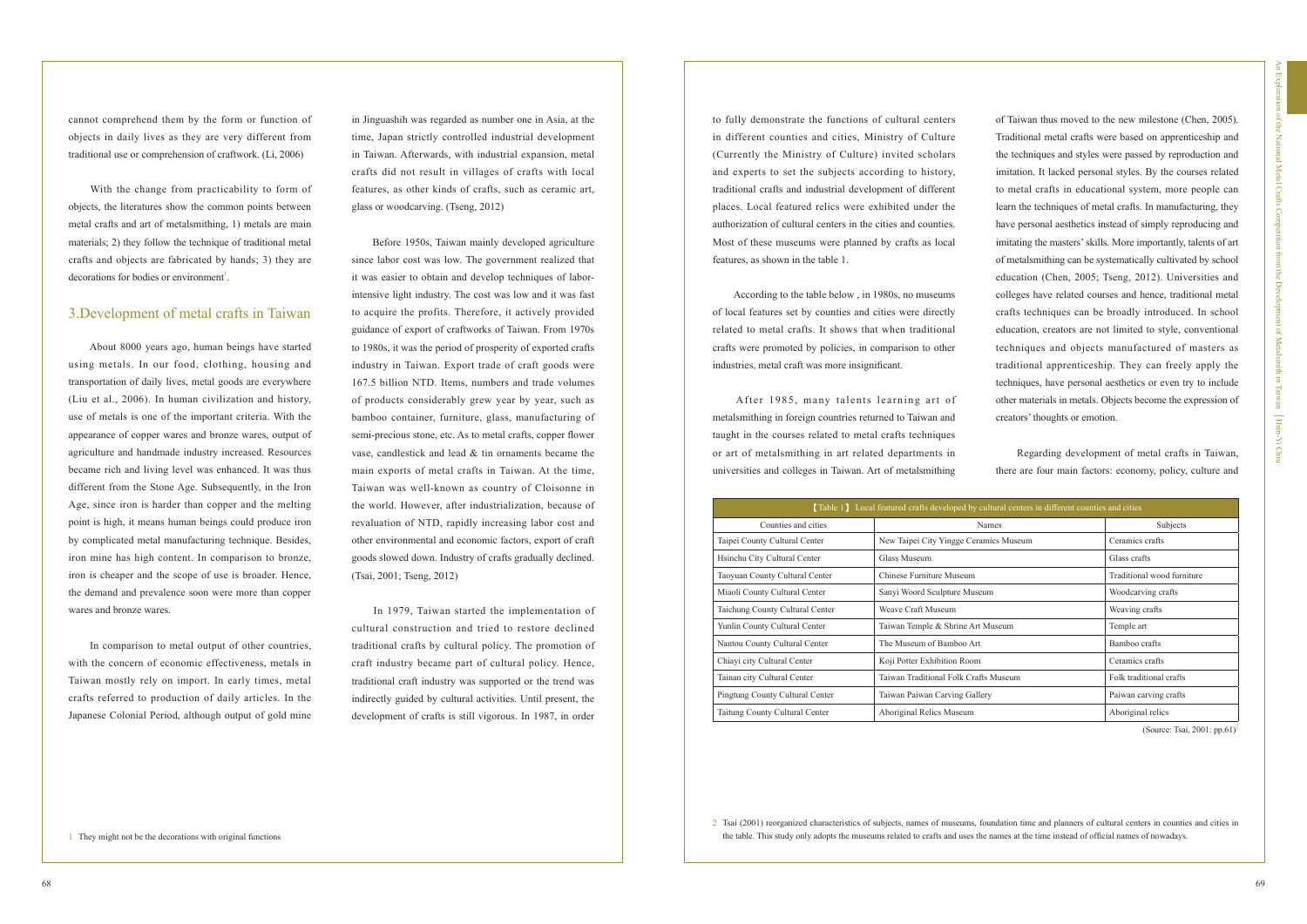cannot comprehend them by the form or function of objects in daily lives as they are very different from traditional use or comprehension of craftwork. (Li, 2006)

With the change from practicability to form of objects, the literatures show the common points between metal crafts and art of metalsmithing, 1) metals are main materials; 2) they follow the technique of traditional metal crafts and objects are fabricated by hands; 3) they are decorations for bodies or environment[1].

## 3.Development of metal crafts in Taiwan

About 8000 years ago, human beings have started using metals. In our food, clothing, housing and transportation of daily lives, metal goods are everywhere (Liu et al., 2006). In human civilization and history, use of metals is one of the important criteria. With the appearance of copper wares and bronze wares, output of agriculture and handmade industry increased. Resources became rich and living level was enhanced. It was thus different from the Stone Age. Subsequently, in the Iron Age, since iron is harder than copper and the melting point is high, it means human beings could produce iron by complicated metal manufacturing technique. Besides, iron mine has high content. In comparison to bronze, iron is cheaper and the scope of use is broader. Hence, the demand and prevalence soon were more than copper wares and bronze wares.

In comparison to metal output of other countries, with the concern of economic effectiveness, metals in Taiwan mostly rely on import. In early times, metal crafts referred to production of daily articles. In the Japanese Colonial Period, although output of gold mine in Jinguashih was regarded as number one in Asia, at the time, Japan strictly controlled industrial development in Taiwan. Afterwards, with industrial expansion, metal crafts did not result in villages of crafts with local features, as other kinds of crafts, such as ceramic art, glass or woodcarving. (Tseng, 2012)

Before 1950s, Taiwan mainly developed agriculture since labor cost was low. The government realized that it was easier to obtain and develop techniques of labor-intensive light industry. The cost was low and it was fast to acquire the profits. Therefore, it actively provided guidance of export of craftworks of Taiwan. From 1970s to 1980s, it was the period of prosperity of exported crafts industry in Taiwan. Export trade of craft goods were 167.5 billion NTD. Items, numbers and trade volumes of products considerably grew year by year, such as bamboo container, furniture, glass, manufacturing of semi-precious stone, etc. As to metal crafts, copper flower vase, candlestick and lead & tin ornaments became the main exports of metal crafts in Taiwan. At the time, Taiwan was well-known as country of Cloisonne in the world. However, after industrialization, because of revaluation of NTD, rapidly increasing labor cost and other environmental and economic factors, export of craft goods slowed down. Industry of crafts gradually declined. (Tsai, 2001; Tseng, 2012)

In 1979, Taiwan started the implementation of cultural construction and tried to restore declined traditional crafts by cultural policy. The promotion of craft industry became part of cultural policy. Hence, traditional craft industry was supported or the trend was indirectly guided by cultural activities. Until present, the development of crafts is still vigorous. In 1987, in order to fully demonstrate the functions of cultural centers in different counties and cities, Ministry of Culture (Currently the Ministry of Culture) invited scholars and experts to set the subjects according to history, traditional crafts and industrial development of different places. Local featured relics were exhibited under the authorization of cultural centers in the cities and counties. Most of these museums were planned by crafts as local features, as shown in the table 1.

According to the table below , in 1980s, no museums of local features set by counties and cities were directly related to metal crafts. It shows that when traditional crafts were promoted by policies, in comparison to other industries, metal craft was more insignificant.

After 1985, many talents learning art of metalsmithing in foreign countries returned to Taiwan and taught in the courses related to metal crafts techniques or art of metalsmithing in art related departments in universities and colleges in Taiwan. Art of metalsmithing of Taiwan thus moved to the new milestone (Chen, 2005). Traditional metal crafts were based on apprenticeship and the techniques and styles were passed by reproduction and imitation. It lacked personal styles. By the courses related to metal crafts in educational system, more people can learn the techniques of metal crafts. In manufacturing, they have personal aesthetics instead of simply reproducing and imitating the masters' skills. More importantly, talents of art of metalsmithing can be systematically cultivated by school education (Chen, 2005; Tseng, 2012). Universities and colleges have related courses and hence, traditional metal crafts techniques can be broadly introduced. In school education, creators are not limited to style, conventional techniques and objects manufactured of masters as traditional apprenticeship. They can freely apply the techniques, have personal aesthetics or even try to include other materials in metals. Objects become the expression of creators' thoughts or emotion.

Regarding development of metal crafts in Taiwan, there are four main factors: economy, policy, culture and

【Table 1】 Local featured crafts developed by cultural centers in different counties and cities

| Counties and cities | Names | Subjects |
|---|---|---|
| Taipei County Cultural Center | New Taipei City Yingge Ceramics Museum | Ceramics crafts |
| Hsinchu City Cultural Center | Glass Museum | Glass crafts |
| Taoyuan County Cultural Center | Chinese Furniture Museum | Traditional wood furniture |
| Miaoli County Cultural Center | Sanyi Woord Sculpture Museum | Woodcarving crafts |
| Taichung County Cultural Center | Weave Craft Museum | Weaving crafts |
| Yunlin County Cultural Center | Taiwan Temple & Shrine Art Museum | Temple art |
| Nantou County Cultural Center | The Museum of Bamboo Art | Bamboo crafts |
| Chiayi city Cultural Center | Koji Potter Exhibition Room | Ceramics crafts |
| Tainan city Cultural Center | Taiwan Traditional Folk Crafts Museum | Folk traditional crafts |
| Pingtung County Cultural Center | Taiwan Paiwan Carving Gallery | Paiwan carving crafts |
| Taitung County Cultural Center | Aboriginal Relics Museum | Aboriginal relics |

(Source: Tsai, 2001: pp.61)[2]

1 They might not be the decorations with original functions

2 Tsai (2001) reorganized characteristics of subjects, names of museums, foundation time and planners of cultural centers in counties and cities in the table. This study only adopts the museums related to crafts and uses the names at the time instead of official names of nowadays.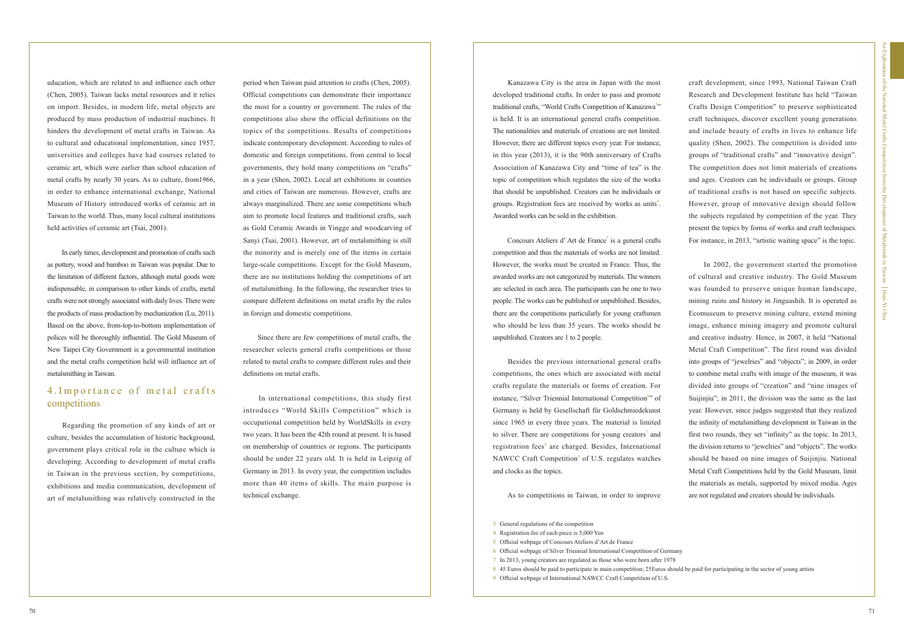education, which are related to and influence each other (Chen, 2005). Taiwan lacks metal resources and it relies on import. Besides, in modern life, metal objects are produced by mass production of industrial machines. It hinders the development of metal crafts in Taiwan. As to cultural and educational implementation, since 1957, universities and colleges have had courses related to ceramic art, which were earlier than school education of metal crafts by nearly 30 years. As to culture, from1966, in order to enhance international exchange, National Museum of History introduced works of ceramic art in Taiwan to the world. Thus, many local cultural institutions held activities of ceramic art (Tsai, 2001).

In early times, development and promotion of crafts such as pottery, wood and bamboo in Taiwan was popular. Due to the limitation of different factors, although metal goods were indispensable, in comparison to other kinds of crafts, metal crafts were not strongly associated with daily lives. There were the products of mass production by mechanization (Lu, 2011). Based on the above, from-top-to-bottom implementation of polices will be thoroughly influential. The Gold Museum of New Taipei City Government is a governmental institution and the metal crafts competition held will influence art of metalsmithing in Taiwan.

## 4. Importance of metal crafts competitions

Regarding the promotion of any kinds of art or culture, besides the accumulation of historic background, government plays critical role in the culture which is developing. According to development of metal crafts in Taiwan in the previous section, by competitions, exhibitions and media communication, development of art of metalsmithing was relatively constructed in the period when Taiwan paid attention to crafts (Chen, 2005). Official competitions can demonstrate their importance the most for a country or government. The rules of the competitions also show the official definitions on the topics of the competitions. Results of competitions indicate contemporary development. According to rules of domestic and foreign competitions, from central to local governments, they hold many competitions on "crafts" in a year (Shen, 2002). Local art exhibitions in counties and cities of Taiwan are numerous. However, crafts are always marginalized. There are some competitions which aim to promote local features and traditional crafts, such as Gold Ceramic Awards in Yingge and woodcarving of Sanyi (Tsai, 2001). However, art of metalsmithing is still the minority and is merely one of the items in certain large-scale competitions. Except for the Gold Museum, there are no institutions holding the competitions of art of metalsmithing. In the following, the researcher tries to compare different definitions on metal crafts by the rules in foreign and domestic competitions.

Since there are few competitions of metal crafts, the researcher selects general crafts competitions or those related to metal crafts to compare different rules and their definitions on metal crafts.

In international competitions, this study first introduces "World Skills Competition" which is occupational competition held by WorldSkills in every two years. It has been the 42th round at present. It is based on membership of countries or regions. The participants should be under 22 years old. It is held in Leipzig of Germany in 2013. In every year, the competition includes more than 40 items of skills. The main purpose is technical exchange.

Kanazawa City is the area in Japan with the most developed traditional crafts. In order to pass and promote traditional crafts, "World Crafts Competition of Kanazawa[3]" is held. It is an international general crafts competition. The nationalities and materials of creations are not limited. However, there are different topics every year. For instance, in this year (2013), it is the 90th anniversary of Crafts Association of Kanazawa City and "time of tea" is the topic of competition which regulates the size of the works that should be unpublished. Creators can be individuals or groups. Registration fees are received by works as units[4]. Awarded works can be sold in the exhibition.

Concours Ateliers d' Art de France[5] is a general crafts competition and thus the materials of works are not limited. However, the works must be created in France. Thus, the awarded works are not categorized by materials. The winners are selected in each area. The participants can be one to two people. The works can be published or unpublished. Besides, there are the competitions particularly for young craftsmen who should be less than 35 years. The works should be unpublished. Creators are 1 to 2 people.

Besides the previous international general crafts competitions, the ones which are associated with metal crafts regulate the materials or forms of creation. For instance, "Silver Triennial International Competition[6]" of Germany is held by Gesellschaft für Goldschmiedekunst since 1965 in every three years. The material is limited to silver. There are competitions for young creators[7] and registration fees[8] are charged. Besides, International NAWCC Craft Competition[9] of U.S. regulates watches and clocks as the topics.

As to competitions in Taiwan, in order to improve craft development, since 1993, National Taiwan Craft Research and Development Institute has held "Taiwan Crafts Design Competition" to preserve sophisticated craft techniques, discover excellent young generations and include beauty of crafts in lives to enhance life quality (Shen, 2002). The competition is divided into groups of "traditional crafts" and "innovative design". The competition does not limit materials of creations and ages. Creators can be individuals or groups. Group of traditional crafts is not based on specific subjects. However, group of innovative design should follow the subjects regulated by competition of the year. They present the topics by forms of works and craft techniques. For instance, in 2013, "artistic waiting space" is the topic.

In 2002, the government started the promotion of cultural and creative industry. The Gold Museum was founded to preserve unique human landscape, mining ruins and history in Jinguashih. It is operated as Ecomuseum to preserve mining culture, extend mining image, enhance mining imagery and promote cultural and creative industry. Hence, in 2007, it held "National Metal Craft Competition". The first round was divided into groups of "jewelries" and "objects"; in 2009, in order to combine metal crafts with image of the museum, it was divided into groups of "creation" and "nine images of Suijinjiu"; in 2011, the division was the same as the last year. However, since judges suggested that they realized the infinity of metalsmithing development in Taiwan in the first two rounds, they set "infinity" as the topic. In 2013, the division returns to "jewelries" and "objects". The works should be based on nine images of Suijinjiu. National Metal Craft Competitions held by the Gold Museum, limit the materials as metals, supported by mixed media. Ages are not regulated and creators should be individuals.

3 General regulations of the competition
4 Registration fee of each piece is 5,000 Yen
5 Official webpage of Concours Ateliers d'Art de France
6 Official webpage of Silver Triennial International Competition of Germany
7 In 2013, young creators are regulated as those who were born after 1978
8 45 Euros should be paid to participate in main competition; 25Euros should be paid for participating in the sector of young artists
9 Official webpage of International NAWCC Craft Competition of U.S.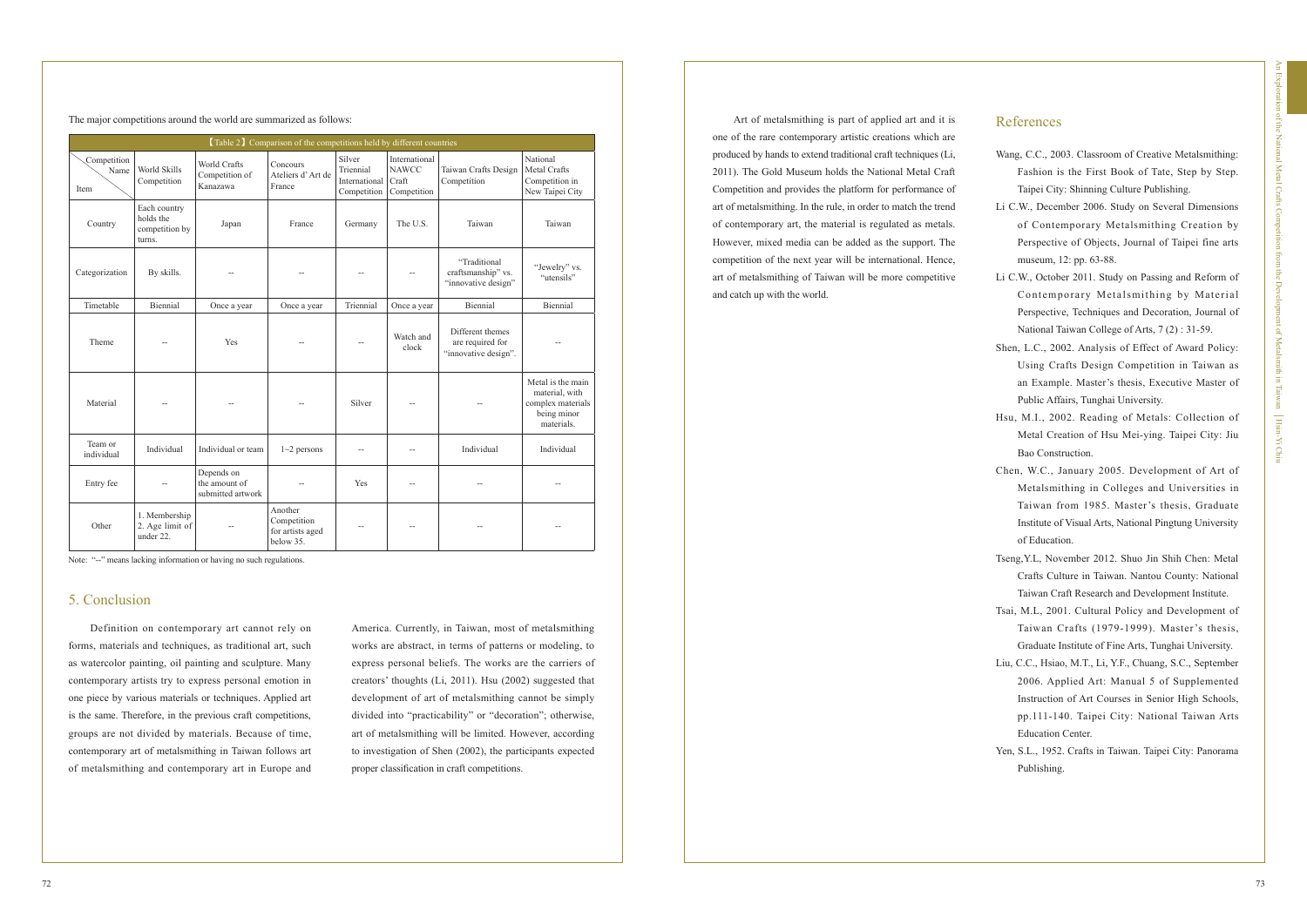The major competitions around the world are summarized as follows:

【Table 2】Comparison of the competitions held by different countries

| Competition Name / Item | World Skills Competition | World Crafts Competition of Kanazawa | Concours Ateliers d' Art de France | Silver Triennial International Competition | International NAWCC Craft Competition | Taiwan Crafts Design Competition | National Metal Crafts Competition in New Taipei City |
|---|---|---|---|---|---|---|---|
| Country | Each country holds the competition by turns. | Japan | France | Germany | The U.S. | Taiwan | Taiwan |
| Categorization | By skills. | -- | -- | -- | -- | "Traditional craftsmanship" vs. "innovative design" | "Jewelry" vs. "utensils" |
| Timetable | Biennial | Once a year | Once a year | Triennial | Once a year | Biennial | Biennial |
| Theme | -- | Yes | -- | -- | Watch and clock | Different themes are required for "innovative design". | -- |
| Material | -- | -- | -- | Silver | -- | -- | Metal is the main material, with complex materials being minor materials. |
| Team or individual | Individual | Individual or team | 1~2 persons | -- | -- | Individual | Individual |
| Entry fee | -- | Depends on the amount of submitted artwork | -- | Yes | -- | -- | -- |
| Other | 1. Membership 2. Age limit of under 22. | -- | Another Competition for artists aged below 35. | -- | -- | -- | -- |

Note: "--" means lacking information or having no such regulations.

## 5. Conclusion

Definition on contemporary art cannot rely on forms, materials and techniques, as traditional art, such as watercolor painting, oil painting and sculpture. Many contemporary artists try to express personal emotion in one piece by various materials or techniques. Applied art is the same. Therefore, in the previous craft competitions, groups are not divided by materials. Because of time, contemporary art of metalsmithing in Taiwan follows art of metalsmithing and contemporary art in Europe and America. Currently, in Taiwan, most of metalsmithing works are abstract, in terms of patterns or modeling, to express personal beliefs. The works are the carriers of creators' thoughts (Li, 2011). Hsu (2002) suggested that development of art of metalsmithing cannot be simply divided into "practicability" or "decoration"; otherwise, art of metalsmithing will be limited. However, according to investigation of Shen (2002), the participants expected proper classification in craft competitions.

Art of metalsmithing is part of applied art and it is one of the rare contemporary artistic creations which are produced by hands to extend traditional craft techniques (Li, 2011). The Gold Museum holds the National Metal Craft Competition and provides the platform for performance of art of metalsmithing. In the rule, in order to match the trend of contemporary art, the material is regulated as metals. However, mixed media can be added as the support. The competition of the next year will be international. Hence, art of metalsmithing of Taiwan will be more competitive and catch up with the world.

## References

Wang, C.C., 2003. Classroom of Creative Metalsmithing: Fashion is the First Book of Tate, Step by Step. Taipei City: Shinning Culture Publishing.

Li C.W., December 2006. Study on Several Dimensions of Contemporary Metalsmithing Creation by Perspective of Objects, Journal of Taipei fine arts museum, 12: pp. 63-88.

Li C.W., October 2011. Study on Passing and Reform of Contemporary Metalsmithing by Material Perspective, Techniques and Decoration, Journal of National Taiwan College of Arts, 7 (2) : 31-59.

Shen, L.C., 2002. Analysis of Effect of Award Policy: Using Crafts Design Competition in Taiwan as an Example. Master's thesis, Executive Master of Public Affairs, Tunghai University.

Hsu, M.I., 2002. Reading of Metals: Collection of Metal Creation of Hsu Mei-ying. Taipei City: Jiu Bao Construction.

Chen, W.C., January 2005. Development of Art of Metalsmithing in Colleges and Universities in Taiwan from 1985. Master's thesis, Graduate Institute of Visual Arts, National Pingtung University of Education.

Tseng,Y.L, November 2012. Shuo Jin Shih Chen: Metal Crafts Culture in Taiwan. Nantou County: National Taiwan Craft Research and Development Institute.

Tsai, M.L, 2001. Cultural Policy and Development of Taiwan Crafts (1979-1999). Master's thesis, Graduate Institute of Fine Arts, Tunghai University.

Liu, C.C., Hsiao, M.T., Li, Y.F., Chuang, S.C., September 2006. Applied Art: Manual 5 of Supplemented Instruction of Art Courses in Senior High Schools, pp.111-140. Taipei City: National Taiwan Arts Education Center.

Yen, S.L., 1952. Crafts in Taiwan. Taipei City: Panorama Publishing.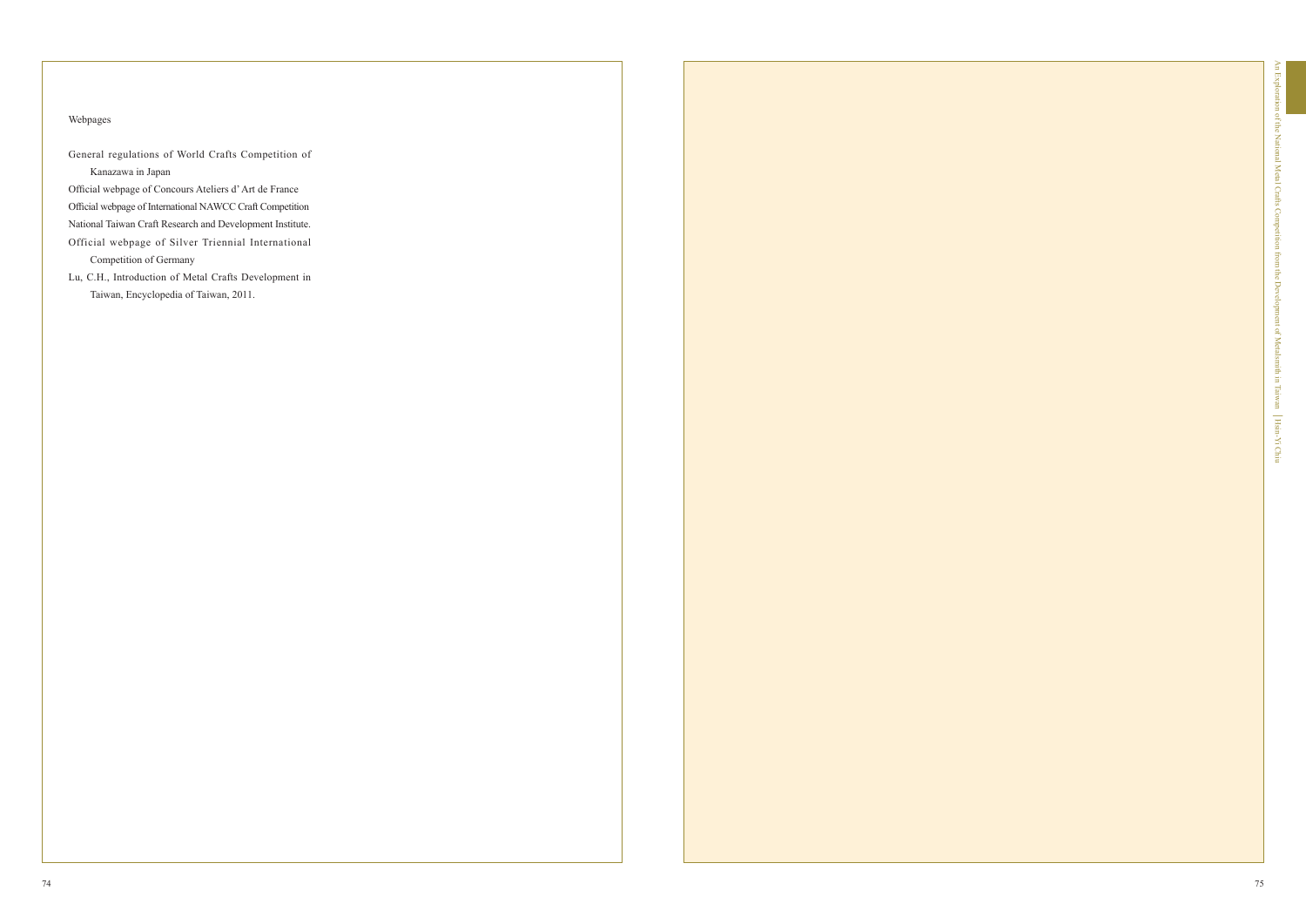Webpages

General regulations of World Crafts Competition of Kanazawa in Japan

Official webpage of Concours Ateliers d' Art de France

Official webpage of International NAWCC Craft Competition

National Taiwan Craft Research and Development Institute.

Official webpage of Silver Triennial International Competition of Germany

Lu, C.H., Introduction of Metal Crafts Development in Taiwan, Encyclopedia of Taiwan, 2011.